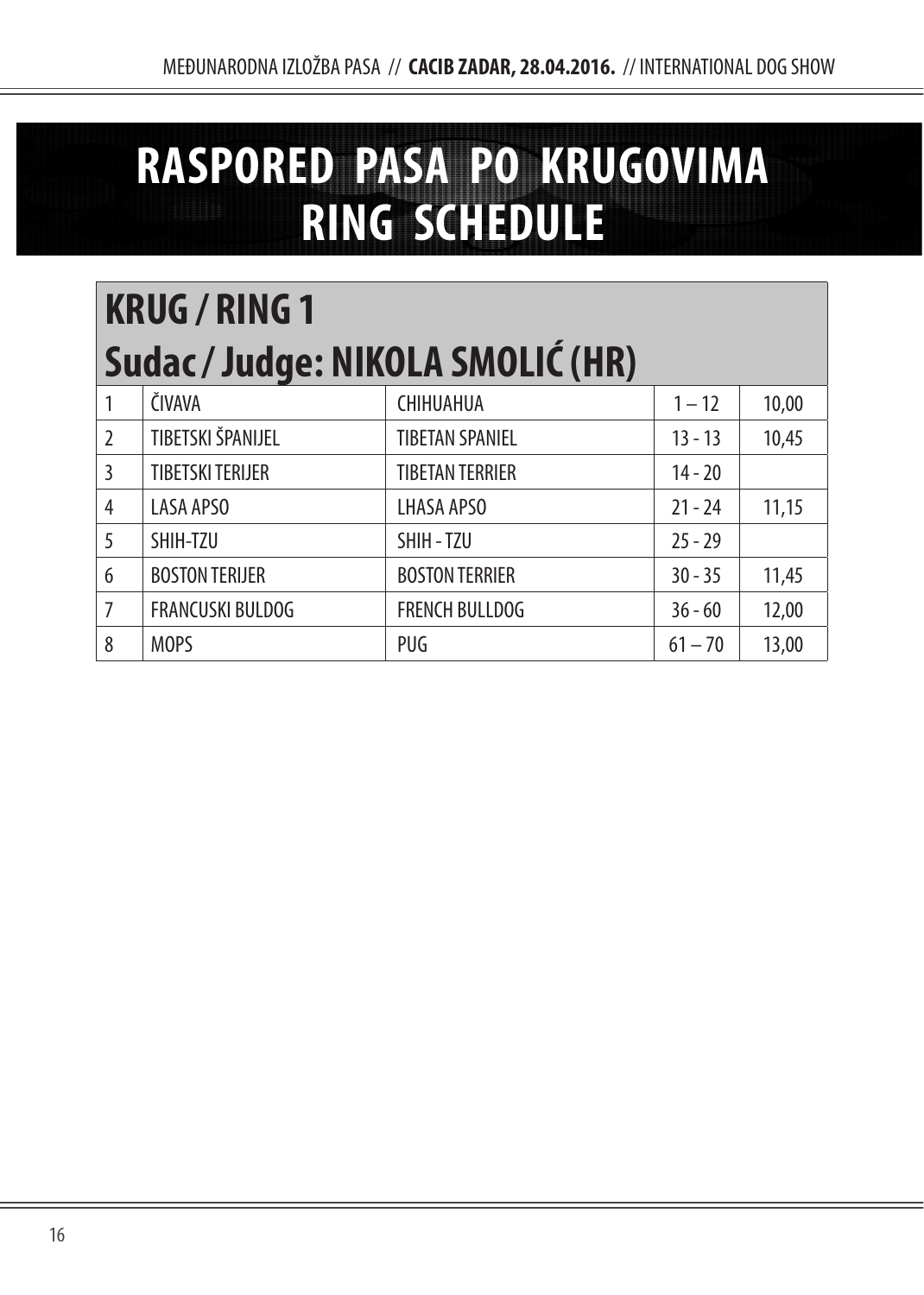# RASPORED PASA PO KRUGOVIMA
# RING SCHEDULE

## KRUG / RING 1
## Sudac / Judge: NIKOLA SMOLIĆ (HR)

| | | | | |
|---|---|---|---|---|
| 1 | ČIVAVA | CHIHUAHUA | 1 – 12 | 10,00 |
| 2 | TIBETSKI ŠPANIJEL | TIBETAN SPANIEL | 13 - 13 | 10,45 |
| 3 | TIBETSKI TERIJER | TIBETAN TERRIER | 14 - 20 | |
| 4 | LASA APSO | LHASA APSO | 21 - 24 | 11,15 |
| 5 | SHIH-TZU | SHIH - TZU | 25 - 29 | |
| 6 | BOSTON TERIJER | BOSTON TERRIER | 30 - 35 | 11,45 |
| 7 | FRANCUSKI BULDOG | FRENCH BULLDOG | 36 - 60 | 12,00 |
| 8 | MOPS | PUG | 61 – 70 | 13,00 |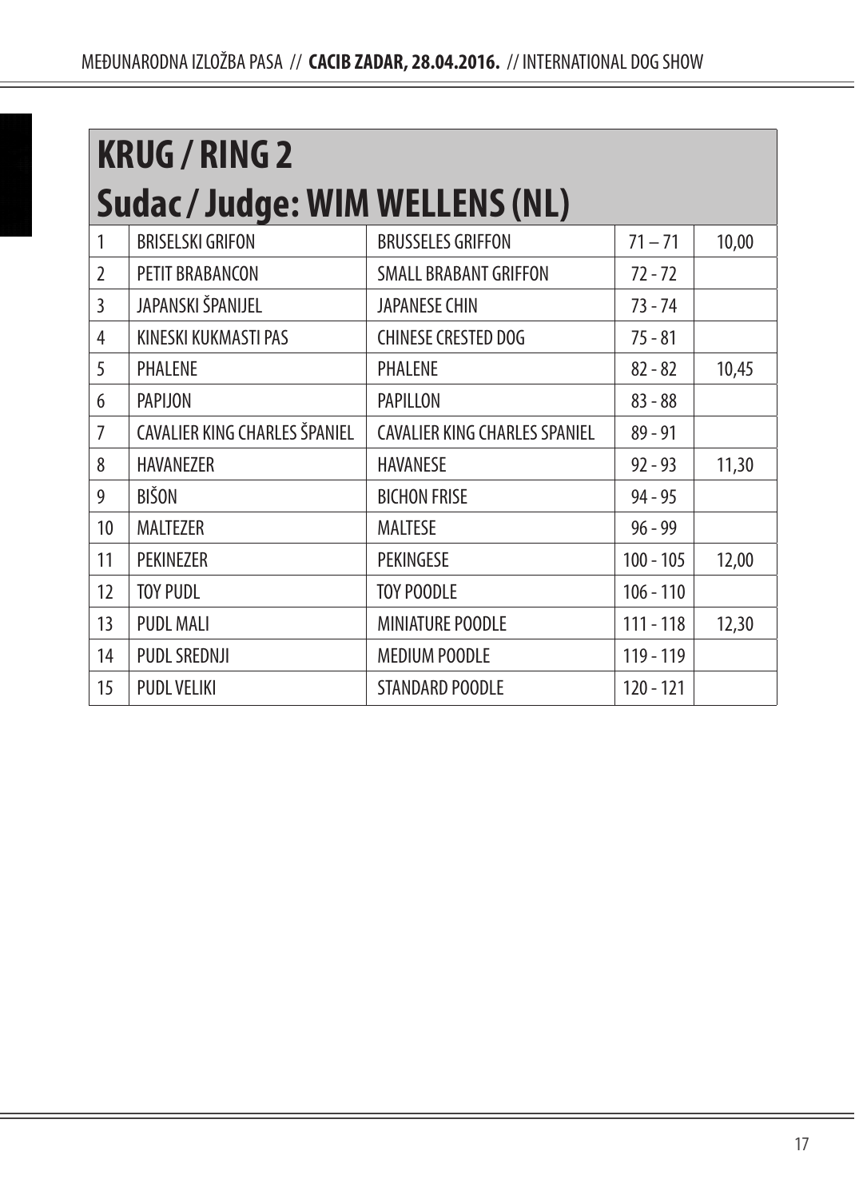## KRUG / RING 2
## Sudac / Judge: WIM WELLENS (NL)

| | | | | |
|---|---|---|---|---|
| 1 | BRISELSKI GRIFON | BRUSSELES GRIFFON | 71 – 71 | 10,00 |
| 2 | PETIT BRABANCON | SMALL BRABANT GRIFFON | 72 - 72 | |
| 3 | JAPANSKI ŠPANIJEL | JAPANESE CHIN | 73 - 74 | |
| 4 | KINESKI KUKMASTI PAS | CHINESE CRESTED DOG | 75 - 81 | |
| 5 | PHALENE | PHALENE | 82 - 82 | 10,45 |
| 6 | PAPIJON | PAPILLON | 83 - 88 | |
| 7 | CAVALIER KING CHARLES ŠPANIEL | CAVALIER KING CHARLES SPANIEL | 89 - 91 | |
| 8 | HAVANEZER | HAVANESE | 92 - 93 | 11,30 |
| 9 | BIŠON | BICHON FRISE | 94 - 95 | |
| 10 | MALTEZER | MALTESE | 96 - 99 | |
| 11 | PEKINEZER | PEKINGESE | 100 - 105 | 12,00 |
| 12 | TOY PUDL | TOY POODLE | 106 - 110 | |
| 13 | PUDL MALI | MINIATURE POODLE | 111 - 118 | 12,30 |
| 14 | PUDL SREDNJI | MEDIUM POODLE | 119 - 119 | |
| 15 | PUDL VELIKI | STANDARD POODLE | 120 - 121 | |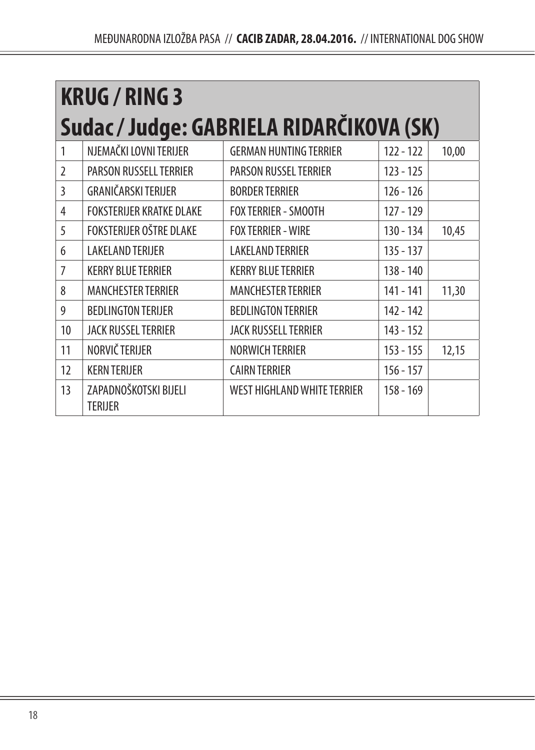## KRUG / RING 3

## Sudac / Judge: GABRIELA RIDARČIKOVA (SK)

| | | | | |
|---|---|---|---|---|
| 1 | NJEMAČKI LOVNI TERIJER | GERMAN HUNTING TERRIER | 122 - 122 | 10,00 |
| 2 | PARSON RUSSELL TERRIER | PARSON RUSSEL TERRIER | 123 - 125 | |
| 3 | GRANIČARSKI TERIJER | BORDER TERRIER | 126 - 126 | |
| 4 | FOKSTERIJER KRATKE DLAKE | FOX TERRIER - SMOOTH | 127 - 129 | |
| 5 | FOKSTERIJER OŠTRE DLAKE | FOX TERRIER - WIRE | 130 - 134 | 10,45 |
| 6 | LAKELAND TERIJER | LAKELAND TERRIER | 135 - 137 | |
| 7 | KERRY BLUE TERRIER | KERRY BLUE TERRIER | 138 - 140 | |
| 8 | MANCHESTER TERRIER | MANCHESTER TERRIER | 141 - 141 | 11,30 |
| 9 | BEDLINGTON TERIJER | BEDLINGTON TERRIER | 142 - 142 | |
| 10 | JACK RUSSEL TERRIER | JACK RUSSELL TERRIER | 143 - 152 | |
| 11 | NORVIČ TERIJER | NORWICH TERRIER | 153 - 155 | 12,15 |
| 12 | KERN TERIJER | CAIRN TERRIER | 156 - 157 | |
| 13 | ZAPADNOŠKOTSKI BIJELI TERIJER | WEST HIGHLAND WHITE TERRIER | 158 - 169 | |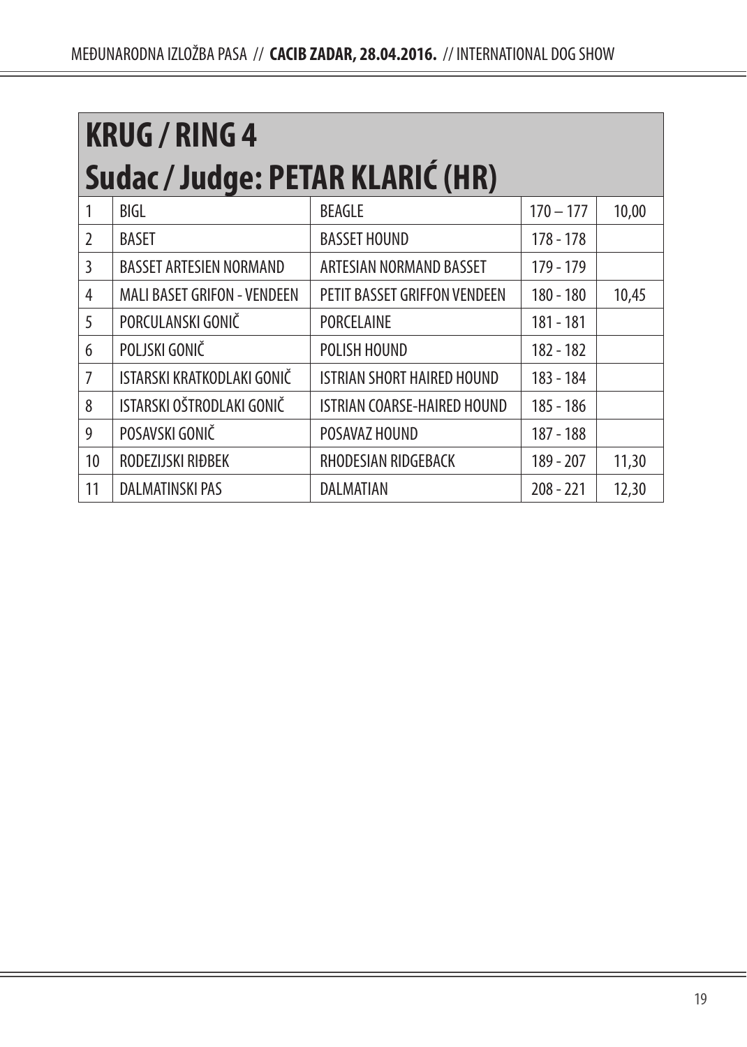# KRUG / RING 4
## Sudac / Judge: PETAR KLARIĆ (HR)

| | | | | |
|---|---|---|---|---|
| 1 | BIGL | BEAGLE | 170 – 177 | 10,00 |
| 2 | BASET | BASSET HOUND | 178 - 178 | |
| 3 | BASSET ARTESIEN NORMAND | ARTESIAN NORMAND BASSET | 179 - 179 | |
| 4 | MALI BASET GRIFON - VENDEEN | PETIT BASSET GRIFFON VENDEEN | 180 - 180 | 10,45 |
| 5 | PORCULANSKI GONIČ | PORCELAINE | 181 - 181 | |
| 6 | POLJSKI GONIČ | POLISH HOUND | 182 - 182 | |
| 7 | ISTARSKI KRATKODLAKI GONIČ | ISTRIAN SHORT HAIRED HOUND | 183 - 184 | |
| 8 | ISTARSKI OŠTRODLAKI GONIČ | ISTRIAN COARSE-HAIRED HOUND | 185 - 186 | |
| 9 | POSAVSKI GONIČ | POSAVAZ HOUND | 187 - 188 | |
| 10 | RODEZIJSKI RIĐBEK | RHODESIAN RIDGEBACK | 189 - 207 | 11,30 |
| 11 | DALMATINSKI PAS | DALMATIAN | 208 - 221 | 12,30 |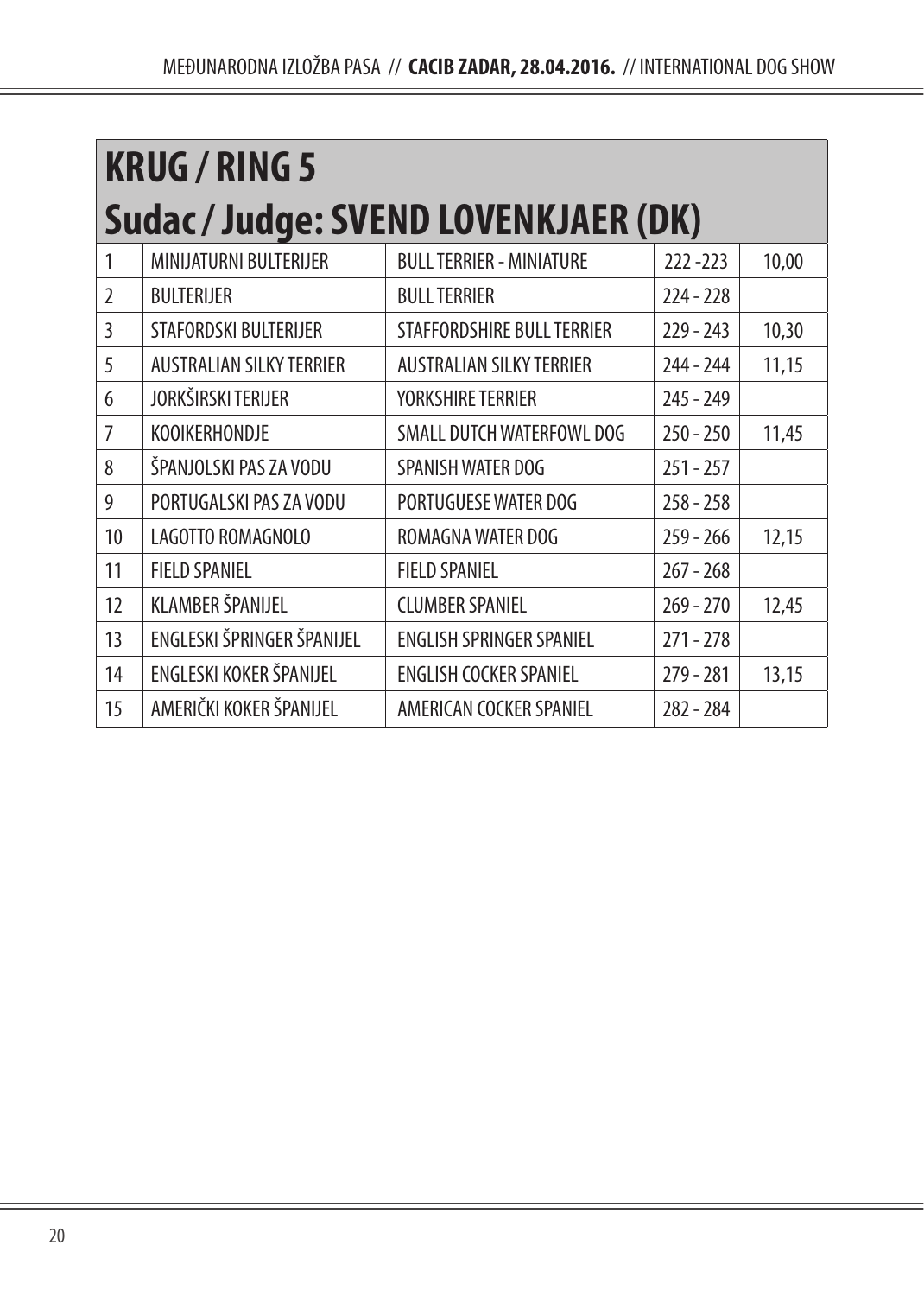## KRUG / RING 5

## Sudac / Judge: SVEND LOVENKJAER (DK)

| | | | | |
|---|---|---|---|---|
| 1 | MINIJATURNI BULTERIJER | BULL TERRIER - MINIATURE | 222 -223 | 10,00 |
| 2 | BULTERIJER | BULL TERRIER | 224 - 228 | |
| 3 | STAFORDSKI BULTERIJER | STAFFORDSHIRE BULL TERRIER | 229 - 243 | 10,30 |
| 5 | AUSTRALIAN SILKY TERRIER | AUSTRALIAN SILKY TERRIER | 244 - 244 | 11,15 |
| 6 | JORKŠIRSKI TERIJER | YORKSHIRE TERRIER | 245 - 249 | |
| 7 | KOOIKERHONDJE | SMALL DUTCH WATERFOWL DOG | 250 - 250 | 11,45 |
| 8 | ŠPANJOLSKI PAS ZA VODU | SPANISH WATER DOG | 251 - 257 | |
| 9 | PORTUGALSKI PAS ZA VODU | PORTUGUESE WATER DOG | 258 - 258 | |
| 10 | LAGOTTO ROMAGNOLO | ROMAGNA WATER DOG | 259 - 266 | 12,15 |
| 11 | FIELD SPANIEL | FIELD SPANIEL | 267 - 268 | |
| 12 | KLAMBER ŠPANIJEL | CLUMBER SPANIEL | 269 - 270 | 12,45 |
| 13 | ENGLESKI ŠPRINGER ŠPANIJEL | ENGLISH SPRINGER SPANIEL | 271 - 278 | |
| 14 | ENGLESKI KOKER ŠPANIJEL | ENGLISH COCKER SPANIEL | 279 - 281 | 13,15 |
| 15 | AMERIČKI KOKER ŠPANIJEL | AMERICAN COCKER SPANIEL | 282 - 284 | |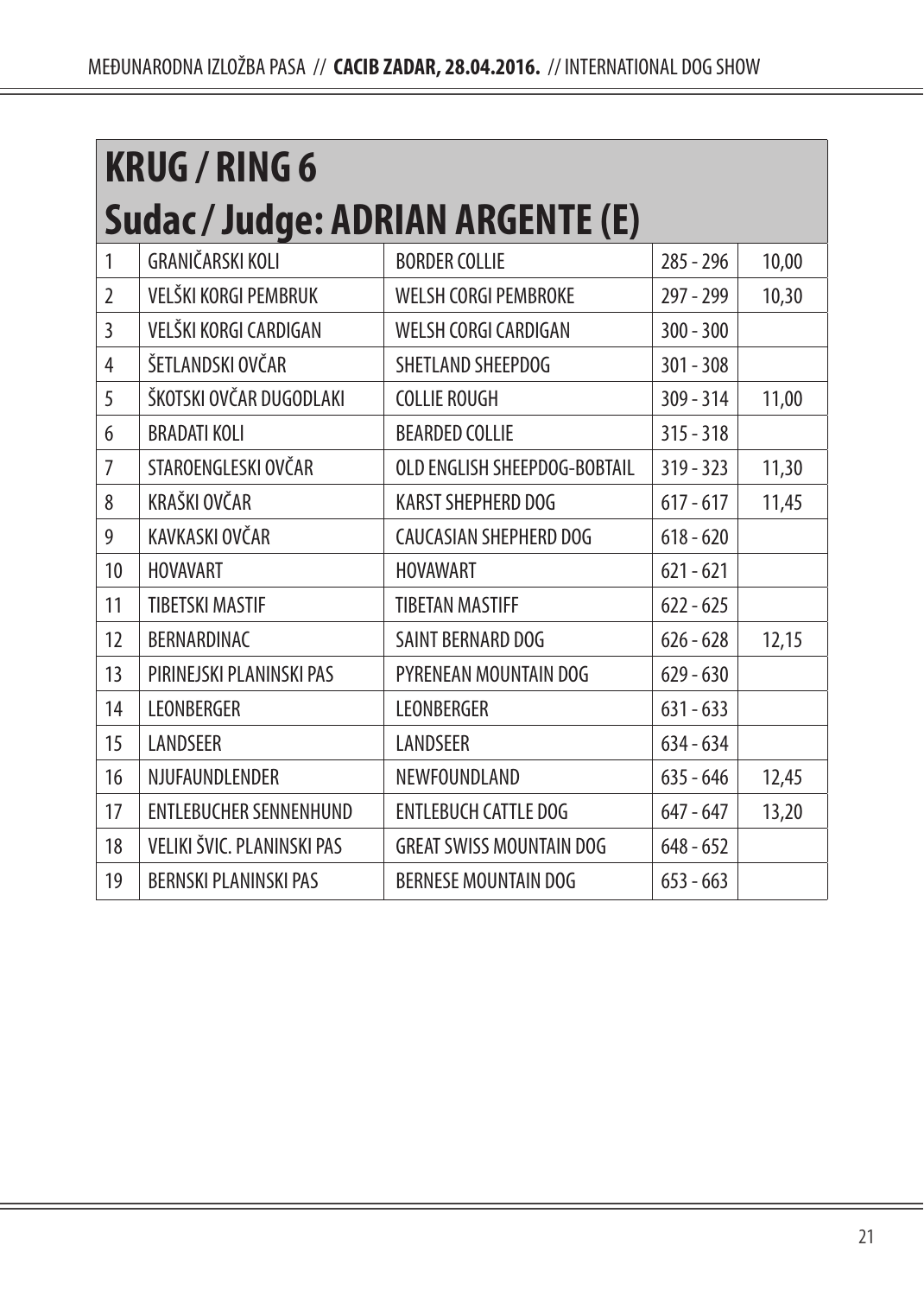## KRUG / RING 6
## Sudac / Judge: ADRIAN ARGENTE (E)

| | | | | |
|---|---|---|---|---|
| 1 | GRANIČARSKI KOLI | BORDER COLLIE | 285 - 296 | 10,00 |
| 2 | VELŠKI KORGI PEMBRUK | WELSH CORGI PEMBROKE | 297 - 299 | 10,30 |
| 3 | VELŠKI KORGI CARDIGAN | WELSH CORGI CARDIGAN | 300 - 300 | |
| 4 | ŠETLANDSKI OVČAR | SHETLAND SHEEPDOG | 301 - 308 | |
| 5 | ŠKOTSKI OVČAR DUGODLAKI | COLLIE ROUGH | 309 - 314 | 11,00 |
| 6 | BRADATI KOLI | BEARDED COLLIE | 315 - 318 | |
| 7 | STAROENGLESKI OVČAR | OLD ENGLISH SHEEPDOG-BOBTAIL | 319 - 323 | 11,30 |
| 8 | KRAŠKI OVČAR | KARST SHEPHERD DOG | 617 - 617 | 11,45 |
| 9 | KAVKASKI OVČAR | CAUCASIAN SHEPHERD DOG | 618 - 620 | |
| 10 | HOVAVART | HOVAWART | 621 - 621 | |
| 11 | TIBETSKI MASTIF | TIBETAN MASTIFF | 622 - 625 | |
| 12 | BERNARDINAC | SAINT BERNARD DOG | 626 - 628 | 12,15 |
| 13 | PIRINEJSKI PLANINSKI PAS | PYRENEAN MOUNTAIN DOG | 629 - 630 | |
| 14 | LEONBERGER | LEONBERGER | 631 - 633 | |
| 15 | LANDSEER | LANDSEER | 634 - 634 | |
| 16 | NJUFAUNDLENDER | NEWFOUNDLAND | 635 - 646 | 12,45 |
| 17 | ENTLEBUCHER SENNENHUND | ENTLEBUCH CATTLE DOG | 647 - 647 | 13,20 |
| 18 | VELIKI ŠVIC. PLANINSKI PAS | GREAT SWISS MOUNTAIN DOG | 648 - 652 | |
| 19 | BERNSKI PLANINSKI PAS | BERNESE MOUNTAIN DOG | 653 - 663 | |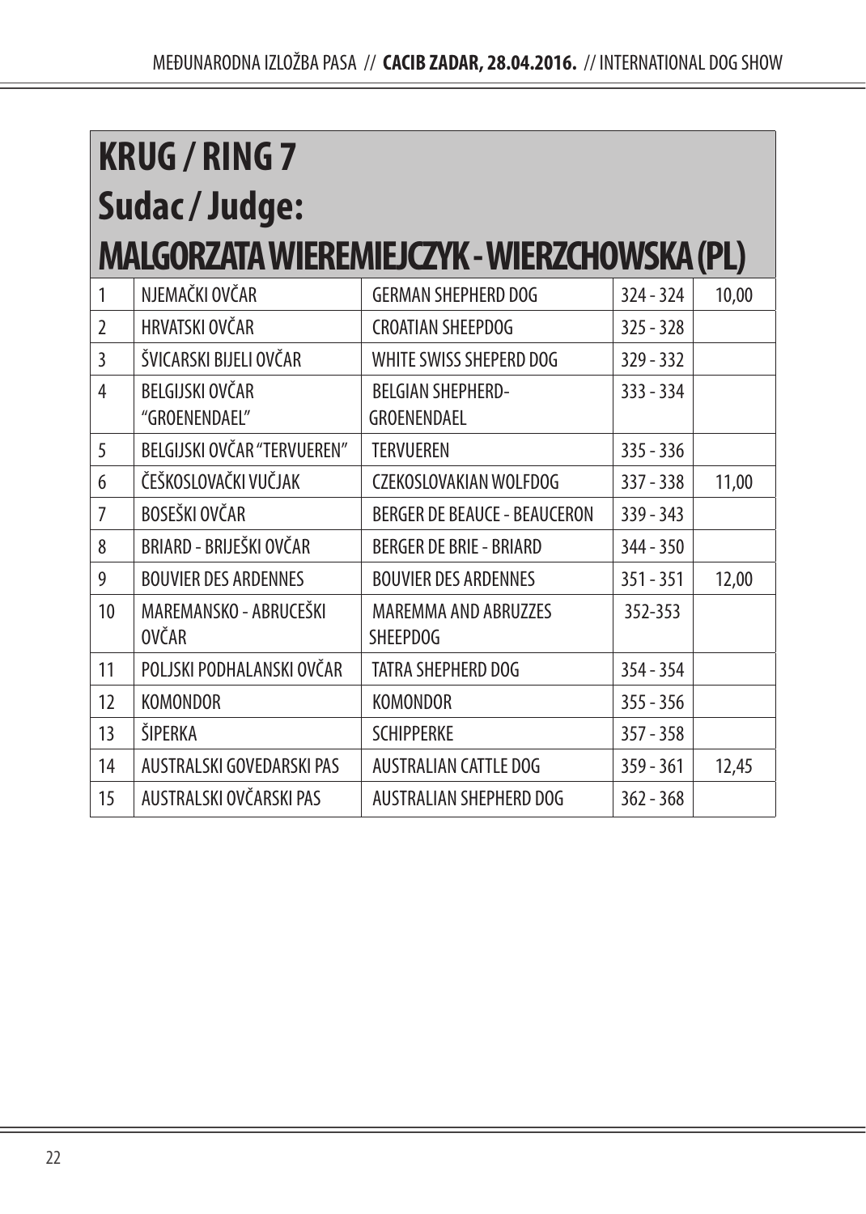# KRUG / RING 7
## Sudac / Judge:
## MALGORZATA WIEREMIEJCZYK - WIERZCHOWSKA (PL)

| | | | | |
|---|---|---|---|---|
| 1 | NJEMAČKI OVČAR | GERMAN SHEPHERD DOG | 324 - 324 | 10,00 |
| 2 | HRVATSKI OVČAR | CROATIAN SHEEPDOG | 325 - 328 | |
| 3 | ŠVICARSKI BIJELI OVČAR | WHITE SWISS SHEPERD DOG | 329 - 332 | |
| 4 | BELGIJSKI OVČAR "GROENENDAEL" | BELGIAN SHEPHERD-GROENENDAEL | 333 - 334 | |
| 5 | BELGIJSKI OVČAR "TERVUEREN" | TERVUEREN | 335 - 336 | |
| 6 | ČEŠKOSLOVAČKI VUČJAK | CZEKOSLOVAKIAN WOLFDOG | 337 - 338 | 11,00 |
| 7 | BOSEŠKI OVČAR | BERGER DE BEAUCE - BEAUCERON | 339 - 343 | |
| 8 | BRIARD - BRIJEŠKI OVČAR | BERGER DE BRIE - BRIARD | 344 - 350 | |
| 9 | BOUVIER DES ARDENNES | BOUVIER DES ARDENNES | 351 - 351 | 12,00 |
| 10 | MAREMANSKO - ABRUCEŠKI OVČAR | MAREMMA AND ABRUZZES SHEEPDOG | 352-353 | |
| 11 | POLJSKI PODHALANSKI OVČAR | TATRA SHEPHERD DOG | 354 - 354 | |
| 12 | KOMONDOR | KOMONDOR | 355 - 356 | |
| 13 | ŠIPERKA | SCHIPPERKE | 357 - 358 | |
| 14 | AUSTRALSKI GOVEDARSKI PAS | AUSTRALIAN CATTLE DOG | 359 - 361 | 12,45 |
| 15 | AUSTRALSKI OVČARSKI PAS | AUSTRALIAN SHEPHERD DOG | 362 - 368 | |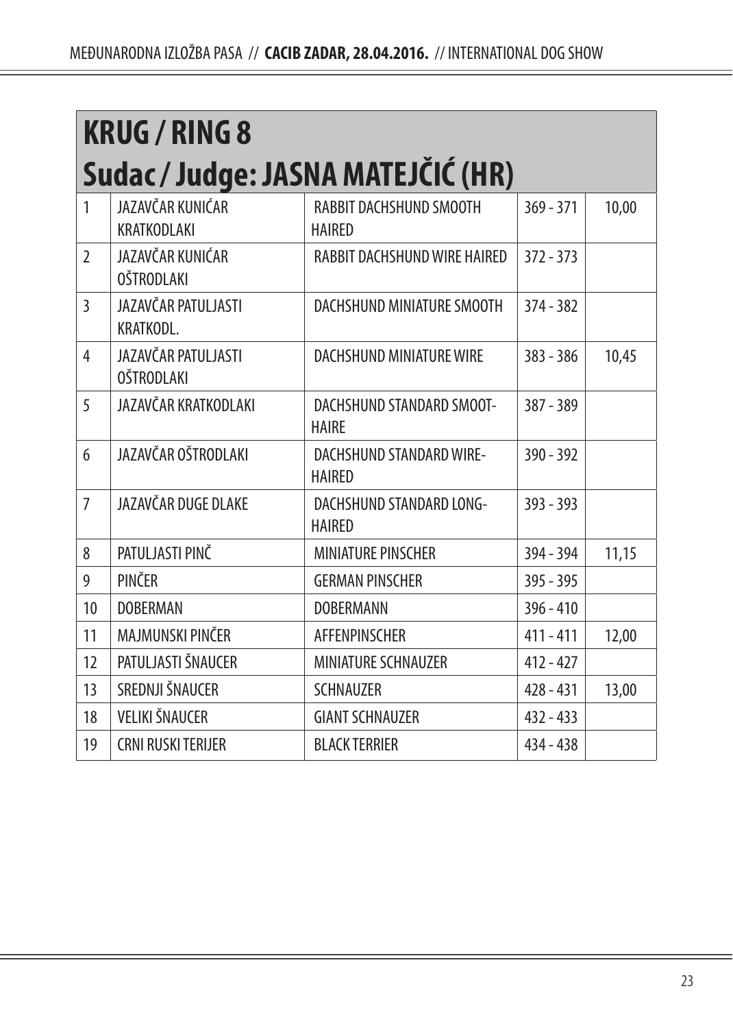# KRUG / RING 8
## Sudac / Judge: JASNA MATEJČIĆ (HR)

| | | | | |
|---|---|---|---|---|
| 1 | JAZAVČAR KUNIĆAR KRATKODLAKI | RABBIT DACHSHUND SMOOTH HAIRED | 369 - 371 | 10,00 |
| 2 | JAZAVČAR KUNIĆAR OŠTRODLAKI | RABBIT DACHSHUND WIRE HAIRED | 372 - 373 | |
| 3 | JAZAVČAR PATULJASTI KRATKODL. | DACHSHUND MINIATURE SMOOTH | 374 - 382 | |
| 4 | JAZAVČAR PATULJASTI OŠTRODLAKI | DACHSHUND MINIATURE WIRE | 383 - 386 | 10,45 |
| 5 | JAZAVČAR KRATKODLAKI | DACHSHUND STANDARD SMOOT-HAIRE | 387 - 389 | |
| 6 | JAZAVČAR OŠTRODLAKI | DACHSHUND STANDARD WIRE-HAIRED | 390 - 392 | |
| 7 | JAZAVČAR DUGE DLAKE | DACHSHUND STANDARD LONG-HAIRED | 393 - 393 | |
| 8 | PATULJASTI PINČ | MINIATURE PINSCHER | 394 - 394 | 11,15 |
| 9 | PINČER | GERMAN PINSCHER | 395 - 395 | |
| 10 | DOBERMAN | DOBERMANN | 396 - 410 | |
| 11 | MAJMUNSKI PINČER | AFFENPINSCHER | 411 - 411 | 12,00 |
| 12 | PATULJASTI ŠNAUCER | MINIATURE SCHNAUZER | 412 - 427 | |
| 13 | SREDNJI ŠNAUCER | SCHNAUZER | 428 - 431 | 13,00 |
| 18 | VELIKI ŠNAUCER | GIANT SCHNAUZER | 432 - 433 | |
| 19 | CRNI RUSKI TERIJER | BLACK TERRIER | 434 - 438 | |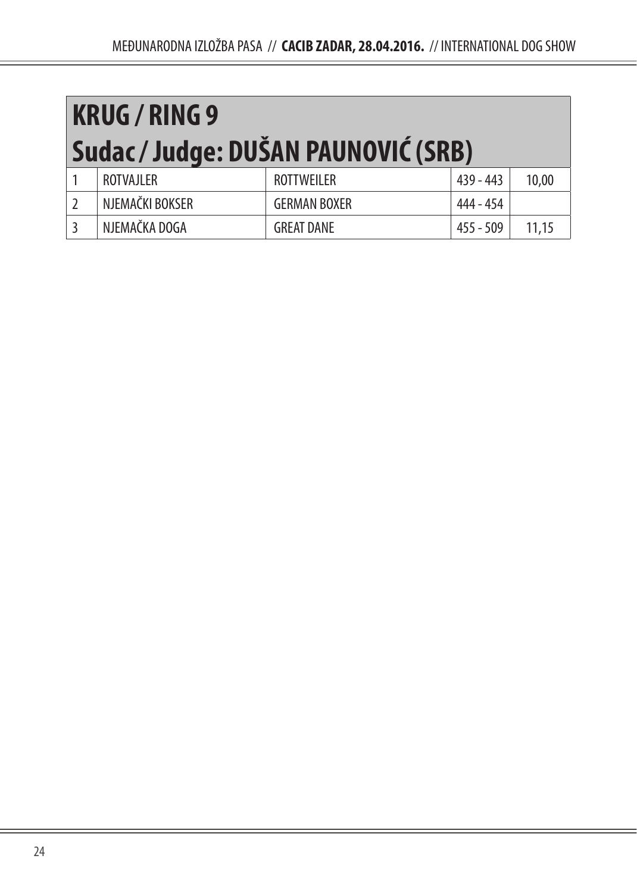## KRUG / RING 9

## Sudac / Judge: DUŠAN PAUNOVIĆ (SRB)

| | | | | |
|---|---|---|---|---|
| 1 | ROTVAJLER | ROTTWEILER | 439 - 443 | 10,00 |
| 2 | NJEMAČKI BOKSER | GERMAN BOXER | 444 - 454 | |
| 3 | NJEMAČKA DOGA | GREAT DANE | 455 - 509 | 11,15 |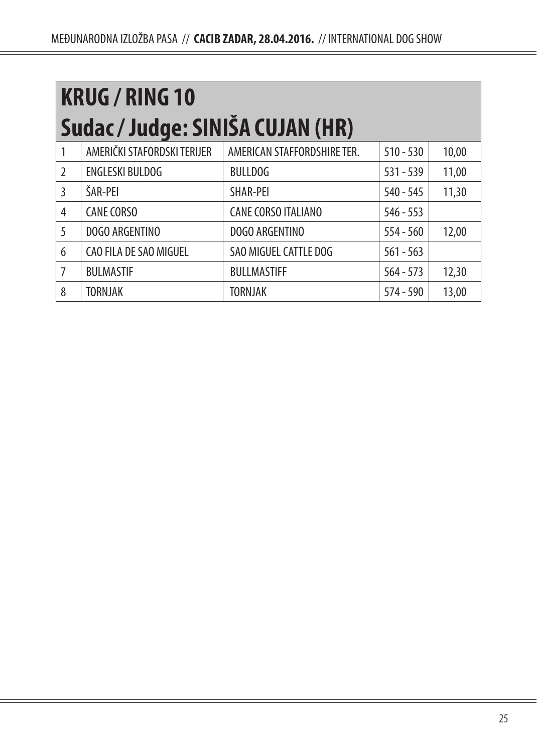## KRUG / RING 10
## Sudac / Judge: SINIŠA CUJAN (HR)

| | | | | |
|---|---|---|---|---|
| 1 | AMERIČKI STAFORDSKI TERIJER | AMERICAN STAFFORDSHIRE TER. | 510 - 530 | 10,00 |
| 2 | ENGLESKI BULDOG | BULLDOG | 531 - 539 | 11,00 |
| 3 | ŠAR-PEI | SHAR-PEI | 540 - 545 | 11,30 |
| 4 | CANE CORSO | CANE CORSO ITALIANO | 546 - 553 | |
| 5 | DOGO ARGENTINO | DOGO ARGENTINO | 554 - 560 | 12,00 |
| 6 | CAO FILA DE SAO MIGUEL | SAO MIGUEL CATTLE DOG | 561 - 563 | |
| 7 | BULMASTIF | BULLMASTIFF | 564 - 573 | 12,30 |
| 8 | TORNJAK | TORNJAK | 574 - 590 | 13,00 |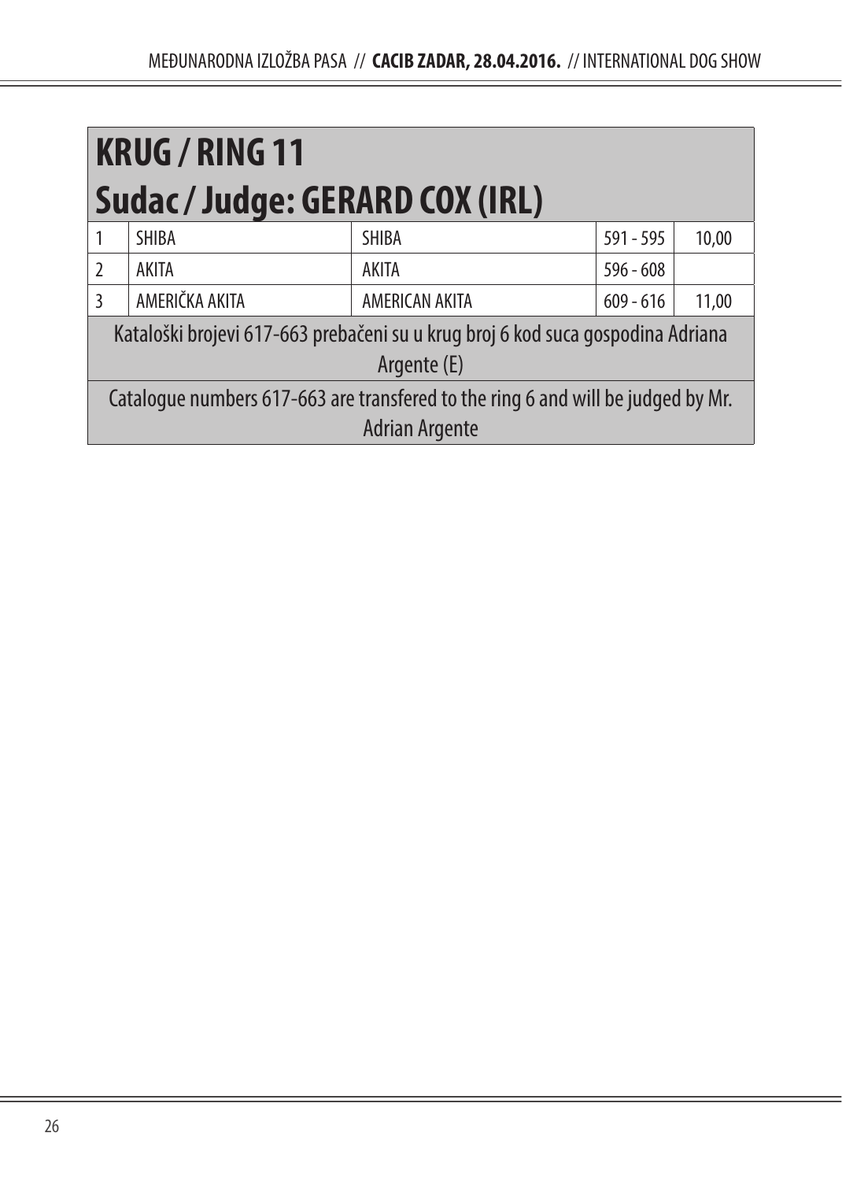# KRUG / RING 11
# Sudac / Judge: GERARD COX (IRL)

| | | | | |
|---|---|---|---|---|
| 1 | SHIBA | SHIBA | 591 - 595 | 10,00 |
| 2 | AKITA | AKITA | 596 - 608 | |
| 3 | AMERIČKA AKITA | AMERICAN AKITA | 609 - 616 | 11,00 |

Kataloški brojevi 617-663 prebačeni su u krug broj 6 kod suca gospodina Adriana Argente (E)

Catalogue numbers 617-663 are transfered to the ring 6 and will be judged by Mr. Adrian Argente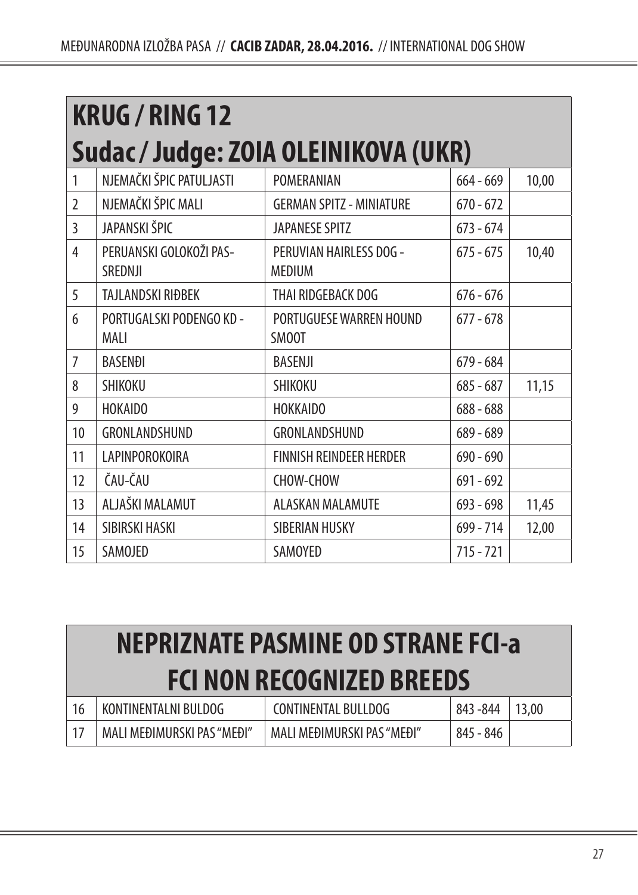## KRUG / RING 12

## Sudac / Judge: ZOIA OLEINIKOVA (UKR)

| | | | | |
|---|---|---|---|---|
| 1 | NJEMAČKI ŠPIC PATULJASTI | POMERANIAN | 664 - 669 | 10,00 |
| 2 | NJEMAČKI ŠPIC MALI | GERMAN SPITZ - MINIATURE | 670 - 672 | |
| 3 | JAPANSKI ŠPIC | JAPANESE SPITZ | 673 - 674 | |
| 4 | PERUANSKI GOLOKOŽI PAS-SREDNJI | PERUVIAN HAIRLESS DOG - MEDIUM | 675 - 675 | 10,40 |
| 5 | TAJLANDSKI RIĐBEK | THAI RIDGEBACK DOG | 676 - 676 | |
| 6 | PORTUGALSKI PODENGO KD - MALI | PORTUGUESE WARREN HOUND SMOOT | 677 - 678 | |
| 7 | BASENĐI | BASENJI | 679 - 684 | |
| 8 | SHIKOKU | SHIKOKU | 685 - 687 | 11,15 |
| 9 | HOKAIDO | HOKKAIDO | 688 - 688 | |
| 10 | GRONLANDSHUND | GRONLANDSHUND | 689 - 689 | |
| 11 | LAPINPOROKOIRA | FINNISH REINDEER HERDER | 690 - 690 | |
| 12 | ČAU-ČAU | CHOW-CHOW | 691 - 692 | |
| 13 | ALJAŠKI MALAMUT | ALASKAN MALAMUTE | 693 - 698 | 11,45 |
| 14 | SIBIRSKI HASKI | SIBERIAN HUSKY | 699 - 714 | 12,00 |
| 15 | SAMOJED | SAMOYED | 715 - 721 | |

## NEPRIZNATE PASMINE OD STRANE FCI-a

## FCI NON RECOGNIZED BREEDS

| | | | | |
|---|---|---|---|---|
| 16 | KONTINENTALNI BULDOG | CONTINENTAL BULLDOG | 843 -844 | 13,00 |
| 17 | MALI MEĐIMURSKI PAS "MEĐI" | MALI MEĐIMURSKI PAS "MEĐI" | 845 - 846 | |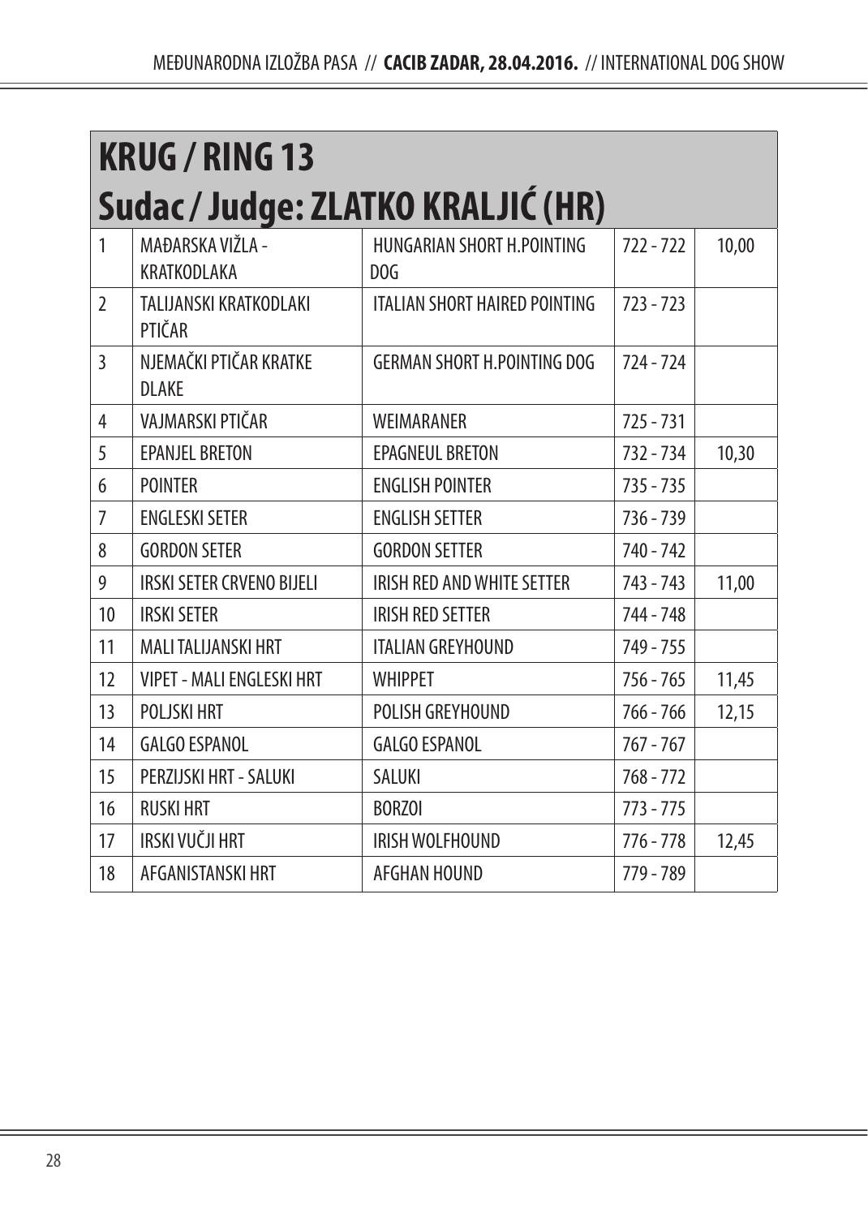# KRUG / RING 13

## Sudac / Judge: ZLATKO KRALJIĆ (HR)

| | | | | |
|---|---|---|---|---|
| 1 | MAĐARSKA VIŽLA - KRATKODLAKA | HUNGARIAN SHORT H.POINTING DOG | 722 - 722 | 10,00 |
| 2 | TALIJANSKI KRATKODLAKI PTIČAR | ITALIAN SHORT HAIRED POINTING | 723 - 723 | |
| 3 | NJEMAČKI PTIČAR KRATKE DLAKE | GERMAN SHORT H.POINTING DOG | 724 - 724 | |
| 4 | VAJMARSKI PTIČAR | WEIMARANER | 725 - 731 | |
| 5 | EPANJEL BRETON | EPAGNEUL BRETON | 732 - 734 | 10,30 |
| 6 | POINTER | ENGLISH POINTER | 735 - 735 | |
| 7 | ENGLESKI SETER | ENGLISH SETTER | 736 - 739 | |
| 8 | GORDON SETER | GORDON SETTER | 740 - 742 | |
| 9 | IRSKI SETER CRVENO BIJELI | IRISH RED AND WHITE SETTER | 743 - 743 | 11,00 |
| 10 | IRSKI SETER | IRISH RED SETTER | 744 - 748 | |
| 11 | MALI TALIJANSKI HRT | ITALIAN GREYHOUND | 749 - 755 | |
| 12 | VIPET - MALI ENGLESKI HRT | WHIPPET | 756 - 765 | 11,45 |
| 13 | POLJSKI HRT | POLISH GREYHOUND | 766 - 766 | 12,15 |
| 14 | GALGO ESPANOL | GALGO ESPANOL | 767 - 767 | |
| 15 | PERZIJSKI HRT - SALUKI | SALUKI | 768 - 772 | |
| 16 | RUSKI HRT | BORZOI | 773 - 775 | |
| 17 | IRSKI VUČJI HRT | IRISH WOLFHOUND | 776 - 778 | 12,45 |
| 18 | AFGANISTANSKI HRT | AFGHAN HOUND | 779 - 789 | |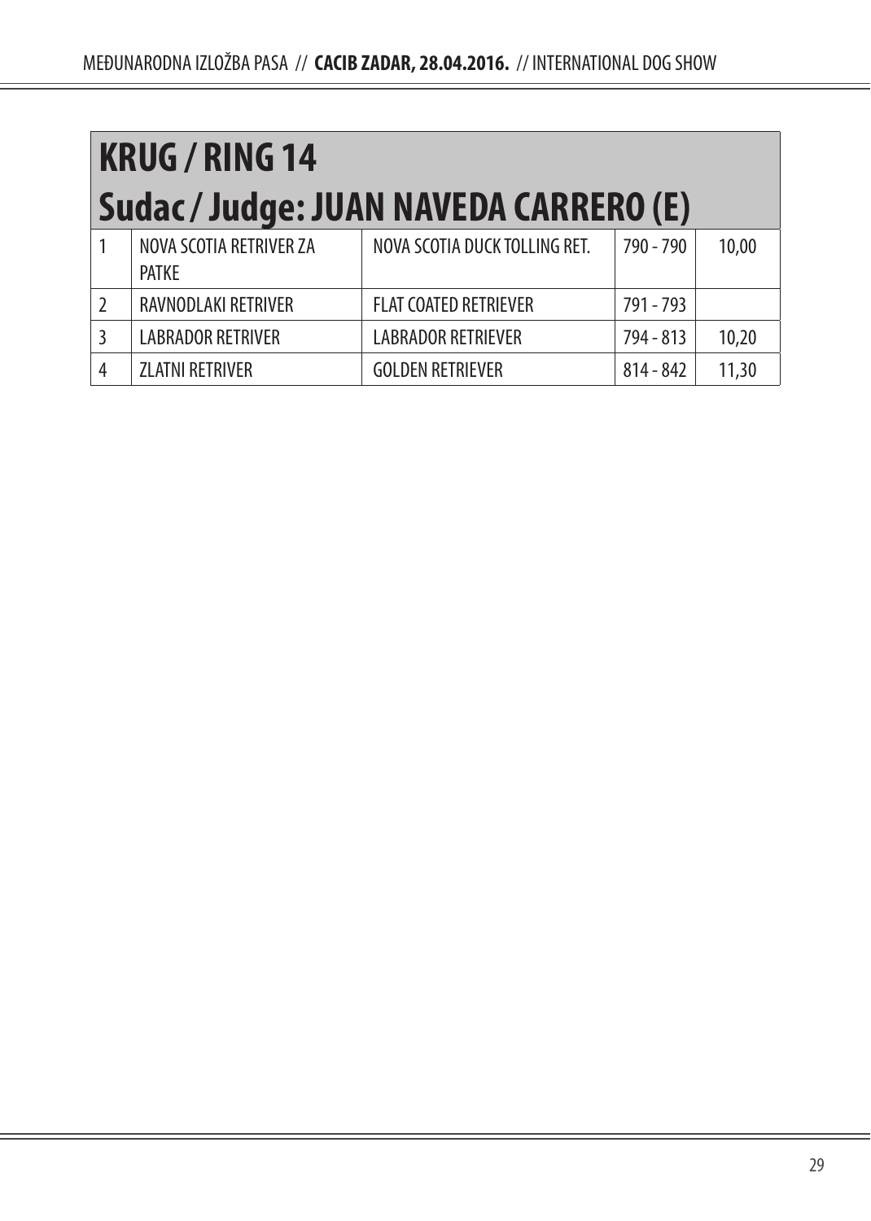# KRUG / RING 14
## Sudac / Judge: JUAN NAVEDA CARRERO (E)

| | | | | |
|---|---|---|---|---|
| 1 | NOVA SCOTIA RETRIVER ZA PATKE | NOVA SCOTIA DUCK TOLLING RET. | 790 - 790 | 10,00 |
| 2 | RAVNODLAKI RETRIVER | FLAT COATED RETRIEVER | 791 - 793 | |
| 3 | LABRADOR RETRIVER | LABRADOR RETRIEVER | 794 - 813 | 10,20 |
| 4 | ZLATNI RETRIVER | GOLDEN RETRIEVER | 814 - 842 | 11,30 |